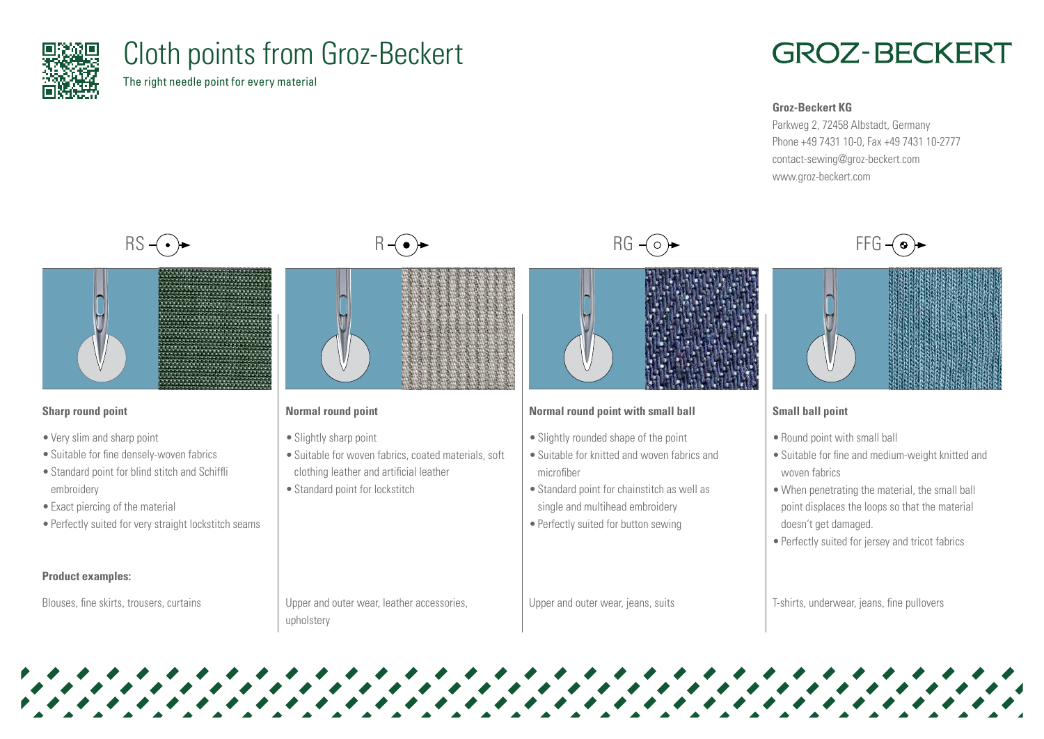# Cloth points from Groz-Beckert

The right needle point for every material

GROZ-BECKERT

**Groz-Beckert KG**
Parkweg 2, 72458 Albstadt, Germany
Phone +49 7431 10-0, Fax +49 7431 10-2777
contact-sewing@groz-beckert.com
www.groz-beckert.com

## RS

### Sharp round point

- Very slim and sharp point
- Suitable for fine densely-woven fabrics
- Standard point for blind stitch and Schiffli embroidery
- Exact piercing of the material
- Perfectly suited for very straight lockstitch seams

**Product examples:**

Blouses, fine skirts, trousers, curtains

## R

### Normal round point

- Slightly sharp point
- Suitable for woven fabrics, coated materials, soft clothing leather and artificial leather
- Standard point for lockstitch

**Product examples:**

Upper and outer wear, leather accessories, upholstery

## RG

### Normal round point with small ball

- Slightly rounded shape of the point
- Suitable for knitted and woven fabrics and microfiber
- Standard point for chainstitch as well as single and multihead embroidery
- Perfectly suited for button sewing

**Product examples:**

Upper and outer wear, jeans, suits

## FFG

### Small ball point

- Round point with small ball
- Suitable for fine and medium-weight knitted and woven fabrics
- When penetrating the material, the small ball point displaces the loops so that the material doesn't get damaged.
- Perfectly suited for jersey and tricot fabrics

**Product examples:**

T-shirts, underwear, jeans, fine pullovers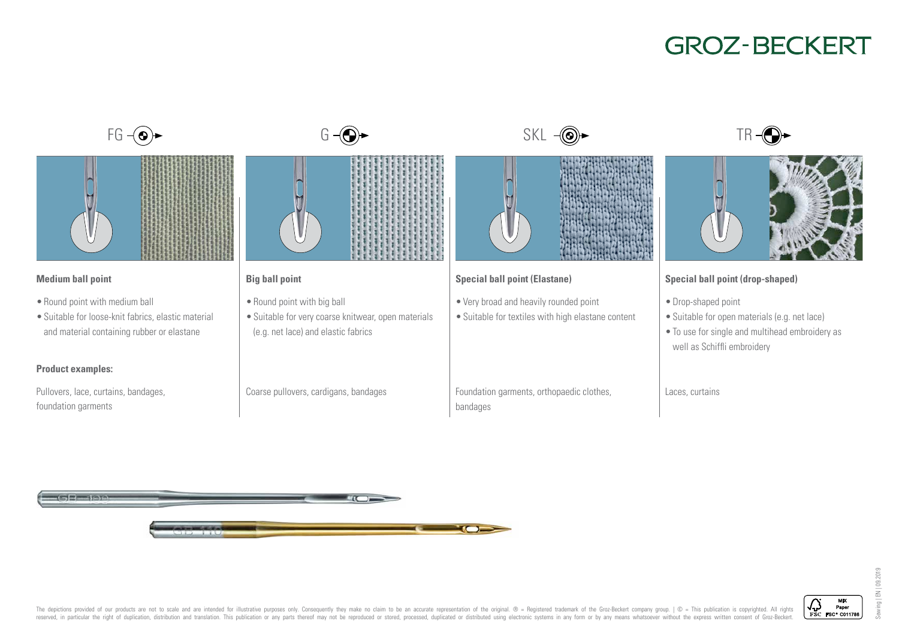GROZ-BECKERT

## FG

### Medium ball point

- Round point with medium ball
- Suitable for loose-knit fabrics, elastic material and material containing rubber or elastane

**Product examples:**

Pullovers, lace, curtains, bandages, foundation garments

## G

### Big ball point

- Round point with big ball
- Suitable for very coarse knitwear, open materials (e.g. net lace) and elastic fabrics

Coarse pullovers, cardigans, bandages

## SKL

### Special ball point (Elastane)

- Very broad and heavily rounded point
- Suitable for textiles with high elastane content

Foundation garments, orthopaedic clothes, bandages

## TR

### Special ball point (drop-shaped)

- Drop-shaped point
- Suitable for open materials (e.g. net lace)
- To use for single and multihead embroidery as well as Schiffli embroidery

Laces, curtains

The depictions provided of our products are not to scale and are intended for illustrative purposes only. Consequently they make no claim to be an accurate representation of the original. ® = Registered trademark of the Groz-Beckert company group. | © = This publication is copyrighted. All rights reserved, in particular the right of duplication, distribution and translation. This publication or any parts thereof may not be reproduced or stored, processed, duplicated or distributed using electronic systems in any form or by any means whatsoever without the express written consent of Groz-Beckert.

Sewing | EN | 09.2019